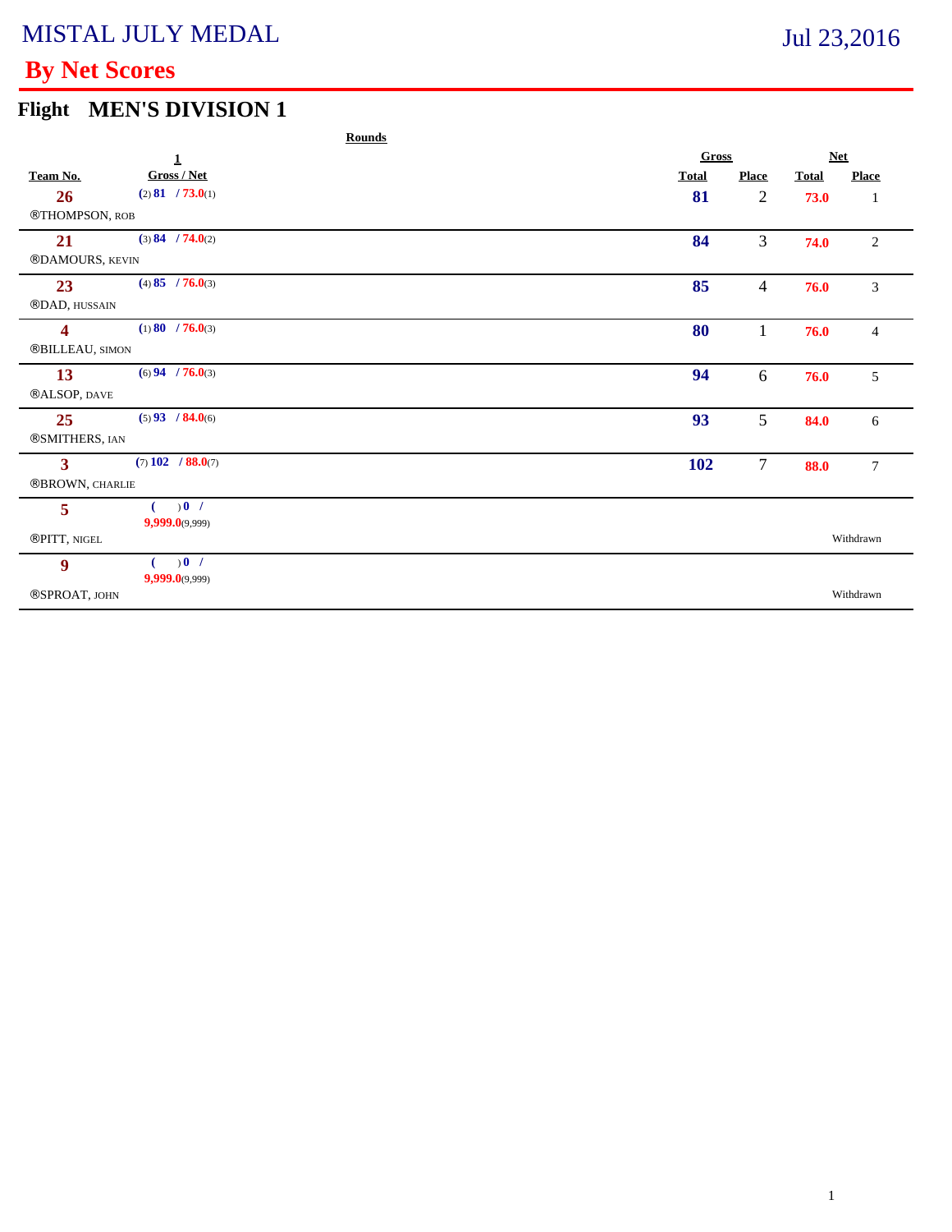# MISTAL JULY MEDAL

Jul 23,2016

## By Net Scores

### Flight MEN'S DIVISION 1

| Team No. | Rounds 1 Gross / Net | Gross Total | Gross Place | Net Total | Net Place |
|---|---|---|---|---|---|
| **26** ®THOMPSON, ROB | (2) 81 / 73.0(1) | 81 | 2 | 73.0 | 1 |
| **21** ®DAMOURS, KEVIN | (3) 84 / 74.0(2) | 84 | 3 | 74.0 | 2 |
| **23** ®DAD, HUSSAIN | (4) 85 / 76.0(3) | 85 | 4 | 76.0 | 3 |
| **4** ®BILLEAU, SIMON | (1) 80 / 76.0(3) | 80 | 1 | 76.0 | 4 |
| **13** ®ALSOP, DAVE | (6) 94 / 76.0(3) | 94 | 6 | 76.0 | 5 |
| **25** ®SMITHERS, IAN | (5) 93 / 84.0(6) | 93 | 5 | 84.0 | 6 |
| **3** ®BROWN, CHARLIE | (7) 102 / 88.0(7) | 102 | 7 | 88.0 | 7 |
| **5** ®PITT, NIGEL | ( ) 0 / 9,999.0(9,999) | | | Withdrawn | |
| **9** ®SPROAT, JOHN | ( ) 0 / 9,999.0(9,999) | | | Withdrawn | |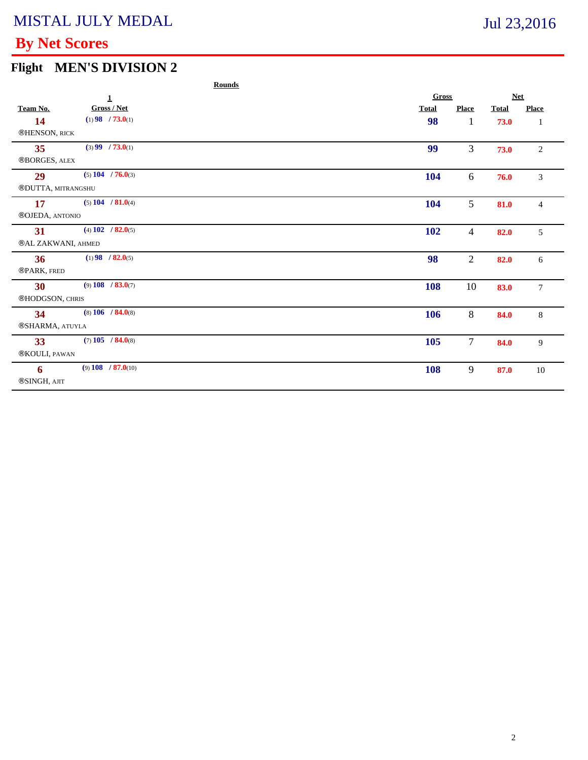# MISTAL JULY MEDAL

Jul 23,2016

## By Net Scores

### Flight MEN'S DIVISION 2

| Team No. | Rounds 1 Gross / Net | Gross Total | Gross Place | Net Total | Net Place |
|---|---|---|---|---|---|
| 14 ®HENSON, RICK | (1) 98 / 73.0(1) | 98 | 1 | 73.0 | 1 |
| 35 ®BORGES, ALEX | (3) 99 / 73.0(1) | 99 | 3 | 73.0 | 2 |
| 29 ®DUTTA, MITRANGSHU | (5) 104 / 76.0(3) | 104 | 6 | 76.0 | 3 |
| 17 ®OJEDA, ANTONIO | (5) 104 / 81.0(4) | 104 | 5 | 81.0 | 4 |
| 31 ®AL ZAKWANI, AHMED | (4) 102 / 82.0(5) | 102 | 4 | 82.0 | 5 |
| 36 ®PARK, FRED | (1) 98 / 82.0(5) | 98 | 2 | 82.0 | 6 |
| 30 ®HODGSON, CHRIS | (9) 108 / 83.0(7) | 108 | 10 | 83.0 | 7 |
| 34 ®SHARMA, ATUYLA | (8) 106 / 84.0(8) | 106 | 8 | 84.0 | 8 |
| 33 ®KOULI, PAWAN | (7) 105 / 84.0(8) | 105 | 7 | 84.0 | 9 |
| 6 ®SINGH, AJIT | (9) 108 / 87.0(10) | 108 | 9 | 87.0 | 10 |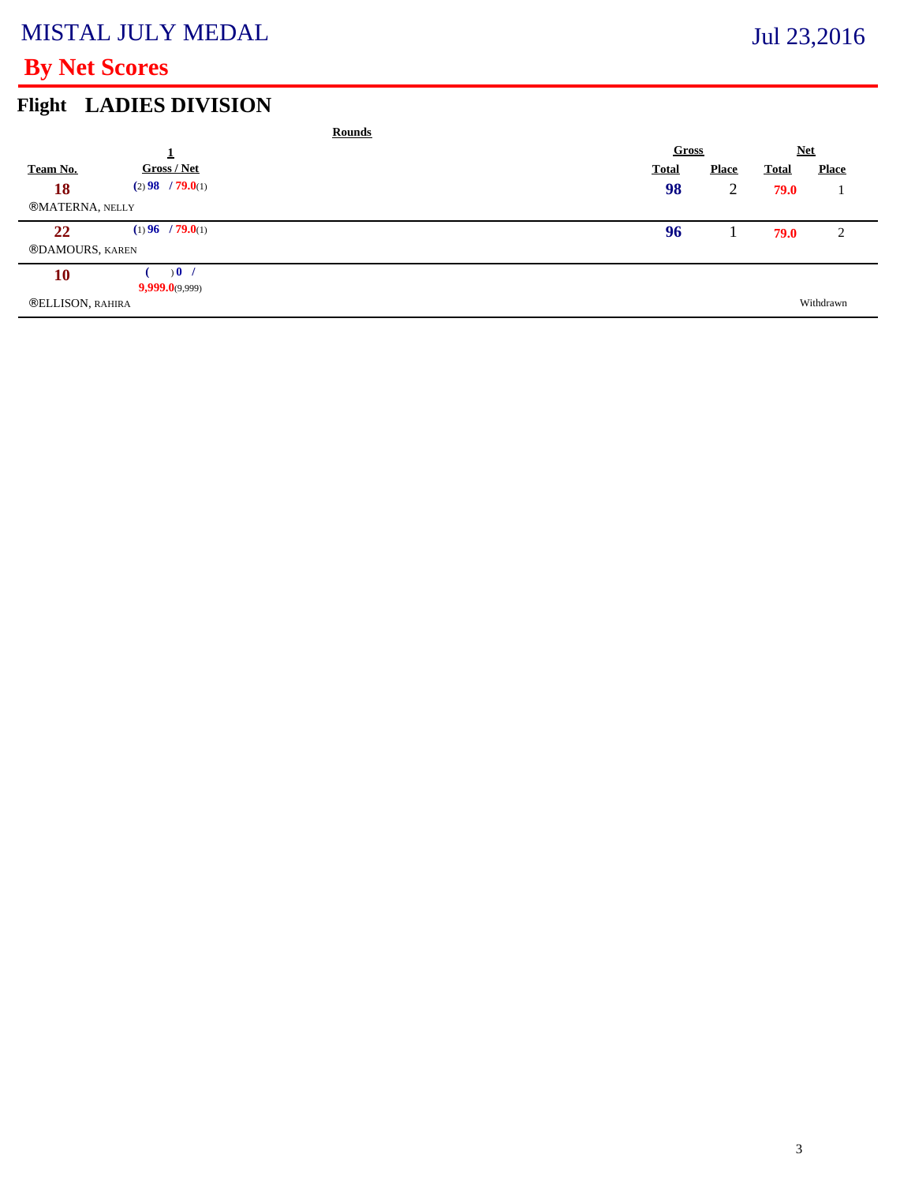# MISTAL JULY MEDAL

Jul 23,2016

## By Net Scores

### Flight LADIES DIVISION

| | Rounds | Gross | | Net | |
|---|---|---|---|---|---|
| | 1 | | | | |
| Team No. | Gross / Net | Total | Place | Total | Place |
| 18 ®MATERNA, NELLY | (2) 98 / 79.0(1) | 98 | 2 | 79.0 | 1 |
| 22 ®DAMOURS, KAREN | (1) 96 / 79.0(1) | 96 | 1 | 79.0 | 2 |
| 10 ®ELLISON, RAHIRA | ( ) 0 / 9,999.0(9,999) | | | Withdrawn | |